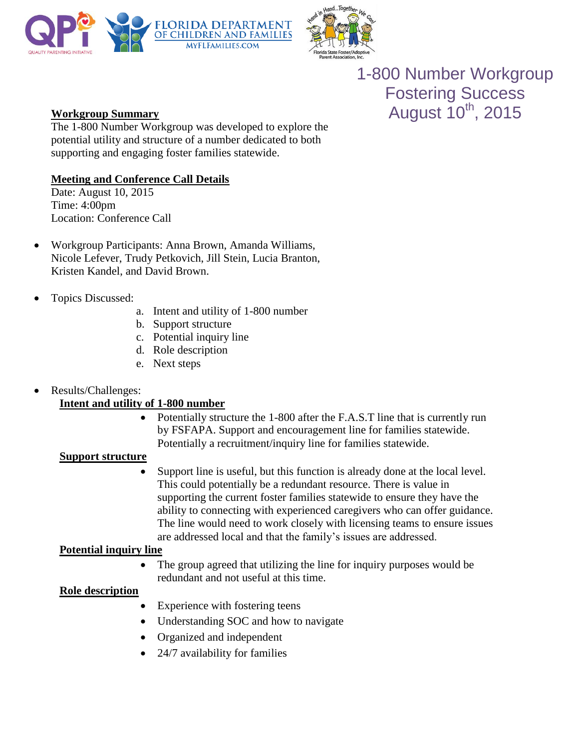# 1-800 Number Workgroup
## Fostering Success
## August 10th, 2015

**Workgroup Summary**

The 1-800 Number Workgroup was developed to explore the potential utility and structure of a number dedicated to both supporting and engaging foster families statewide.

**Meeting and Conference Call Details**

Date: August 10, 2015
Time: 4:00pm
Location: Conference Call

- Workgroup Participants: Anna Brown, Amanda Williams, Nicole Lefever, Trudy Petkovich, Jill Stein, Lucia Branton, Kristen Kandel, and David Brown.

- Topics Discussed:
  a. Intent and utility of 1-800 number
  b. Support structure
  c. Potential inquiry line
  d. Role description
  e. Next steps

- Results/Challenges:

  **Intent and utility of 1-800 number**

  - Potentially structure the 1-800 after the F.A.S.T line that is currently run by FSFAPA. Support and encouragement line for families statewide. Potentially a recruitment/inquiry line for families statewide.

  **Support structure**

  - Support line is useful, but this function is already done at the local level. This could potentially be a redundant resource. There is value in supporting the current foster families statewide to ensure they have the ability to connecting with experienced caregivers who can offer guidance. The line would need to work closely with licensing teams to ensure issues are addressed local and that the family's issues are addressed.

  **Potential inquiry line**

  - The group agreed that utilizing the line for inquiry purposes would be redundant and not useful at this time.

  **Role description**

  - Experience with fostering teens
  - Understanding SOC and how to navigate
  - Organized and independent
  - 24/7 availability for families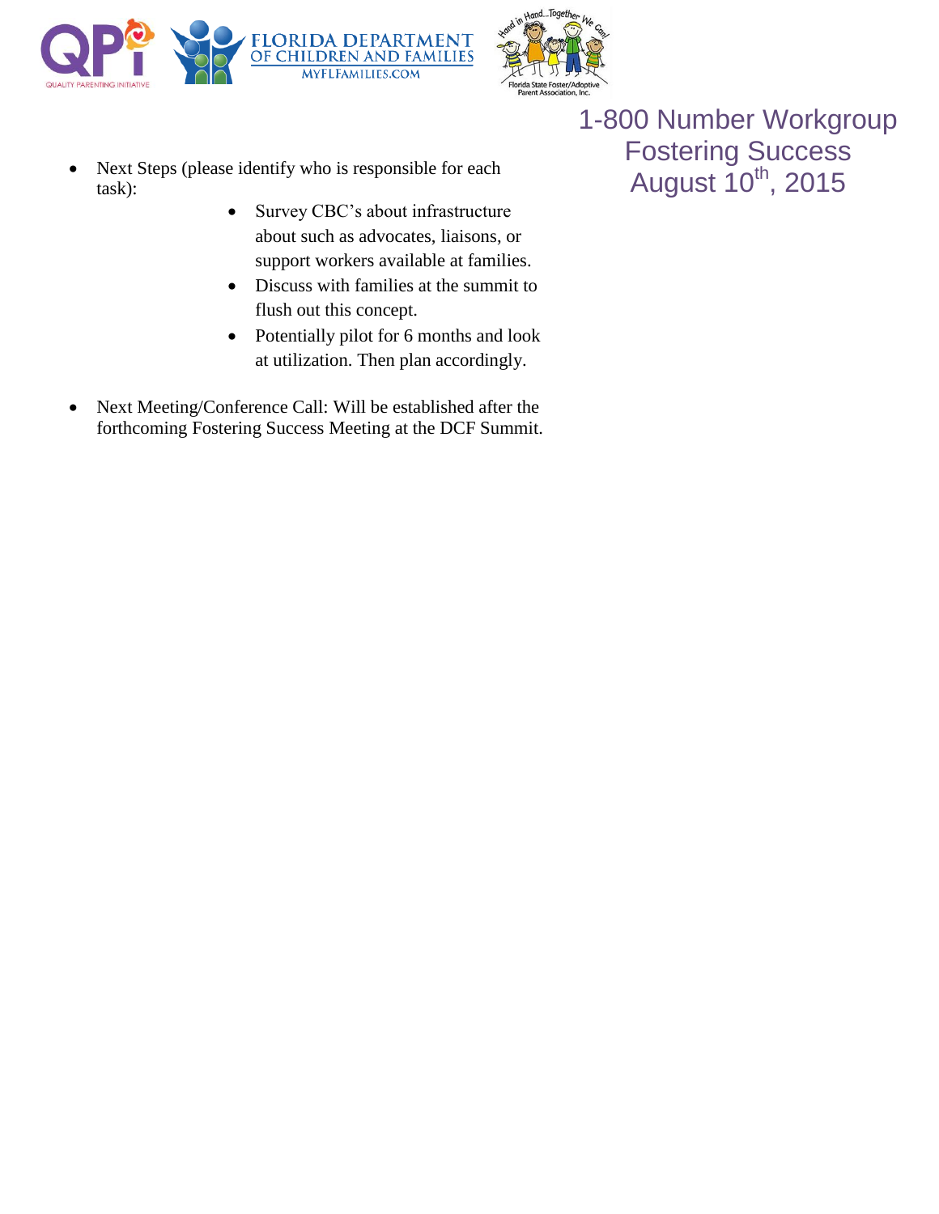- Next Steps (please identify who is responsible for each task):
  - Survey CBC's about infrastructure about such as advocates, liaisons, or support workers available at families.
  - Discuss with families at the summit to flush out this concept.
  - Potentially pilot for 6 months and look at utilization. Then plan accordingly.
- Next Meeting/Conference Call: Will be established after the forthcoming Fostering Success Meeting at the DCF Summit.